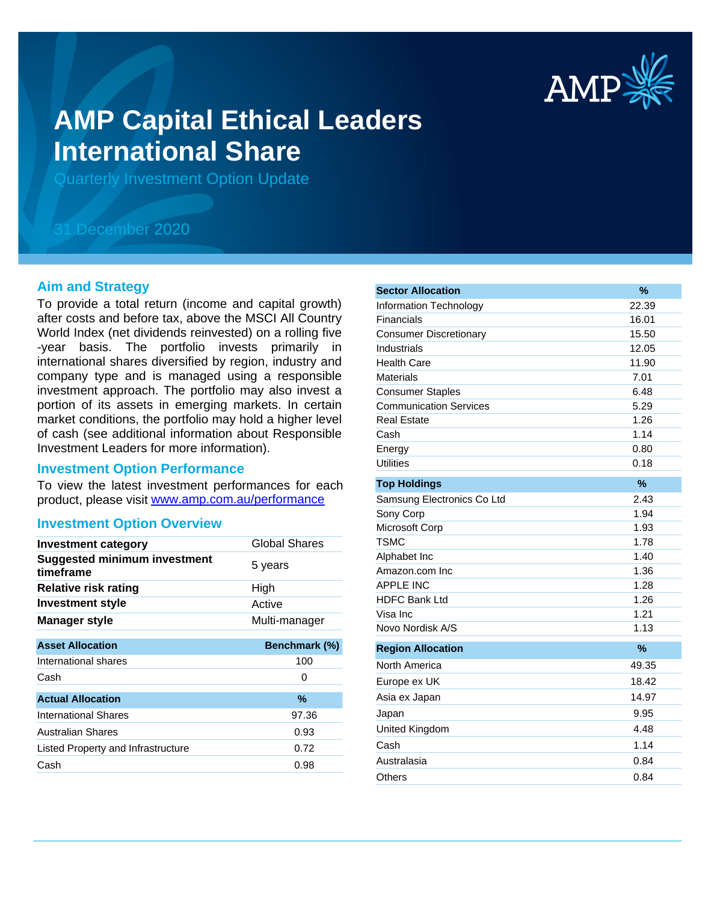# AMP Capital Ethical Leaders International Share

Quarterly Investment Option Update

31 December 2020

## Aim and Strategy

To provide a total return (income and capital growth) after costs and before tax, above the MSCI All Country World Index (net dividends reinvested) on a rolling five -year basis. The portfolio invests primarily in international shares diversified by region, industry and company type and is managed using a responsible investment approach. The portfolio may also invest a portion of its assets in emerging markets. In certain market conditions, the portfolio may hold a higher level of cash (see additional information about Responsible Investment Leaders for more information).

## Investment Option Performance

To view the latest investment performances for each product, please visit www.amp.com.au/performance

## Investment Option Overview

| | |
|---|---|
| **Investment category** | Global Shares |
| **Suggested minimum investment timeframe** | 5 years |
| **Relative risk rating** | High |
| **Investment style** | Active |
| **Manager style** | Multi-manager |

| Asset Allocation | Benchmark (%) |
|---|---|
| International shares | 100 |
| Cash | 0 |

| Actual Allocation | % |
|---|---|
| International Shares | 97.36 |
| Australian Shares | 0.93 |
| Listed Property and Infrastructure | 0.72 |
| Cash | 0.98 |

| Sector Allocation | % |
|---|---|
| Information Technology | 22.39 |
| Financials | 16.01 |
| Consumer Discretionary | 15.50 |
| Industrials | 12.05 |
| Health Care | 11.90 |
| Materials | 7.01 |
| Consumer Staples | 6.48 |
| Communication Services | 5.29 |
| Real Estate | 1.26 |
| Cash | 1.14 |
| Energy | 0.80 |
| Utilities | 0.18 |

| Top Holdings | % |
|---|---|
| Samsung Electronics Co Ltd | 2.43 |
| Sony Corp | 1.94 |
| Microsoft Corp | 1.93 |
| TSMC | 1.78 |
| Alphabet Inc | 1.40 |
| Amazon.com Inc | 1.36 |
| APPLE INC | 1.28 |
| HDFC Bank Ltd | 1.26 |
| Visa Inc | 1.21 |
| Novo Nordisk A/S | 1.13 |

| Region Allocation | % |
|---|---|
| North America | 49.35 |
| Europe ex UK | 18.42 |
| Asia ex Japan | 14.97 |
| Japan | 9.95 |
| United Kingdom | 4.48 |
| Cash | 1.14 |
| Australasia | 0.84 |
| Others | 0.84 |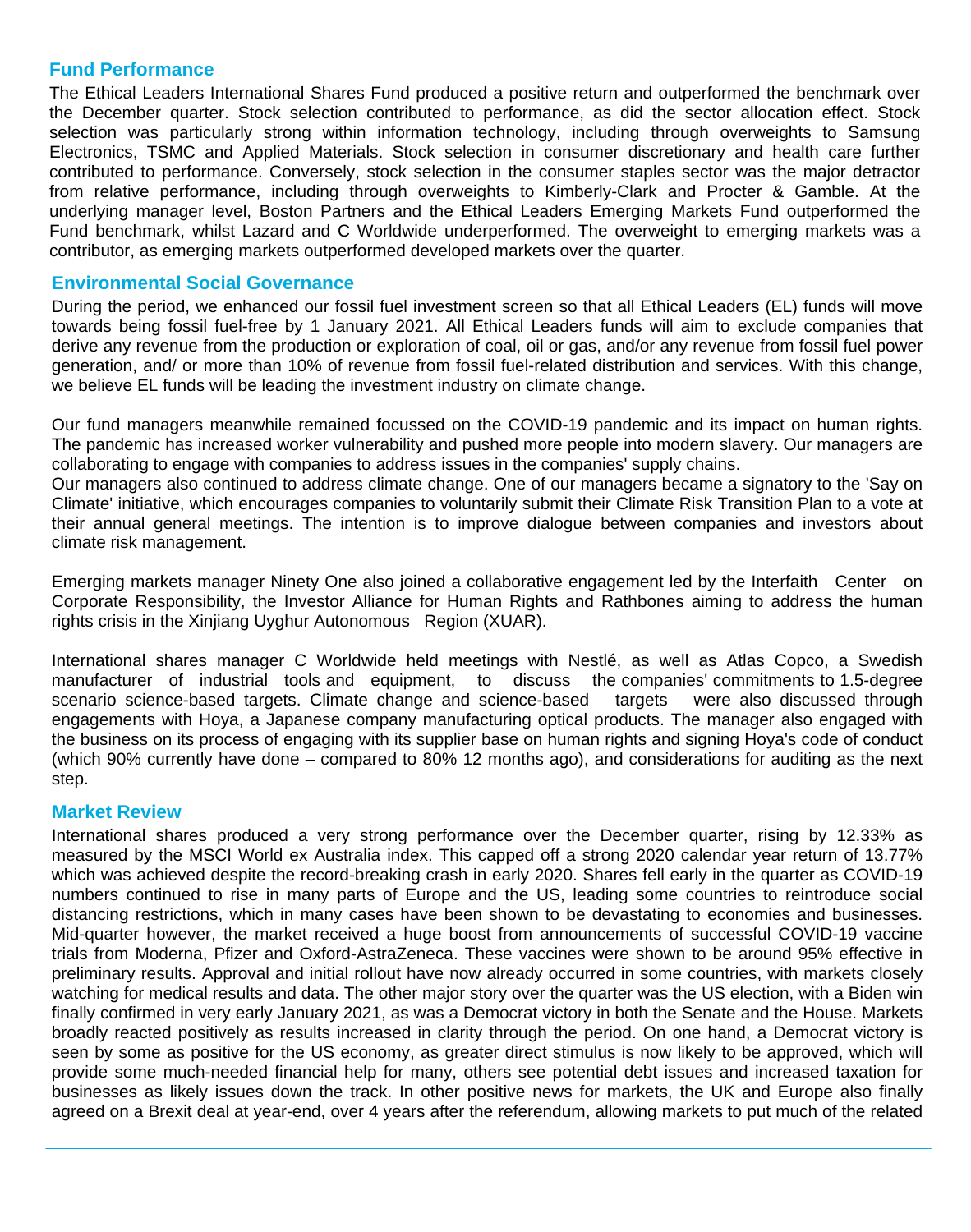## Fund Performance

The Ethical Leaders International Shares Fund produced a positive return and outperformed the benchmark over the December quarter. Stock selection contributed to performance, as did the sector allocation effect. Stock selection was particularly strong within information technology, including through overweights to Samsung Electronics, TSMC and Applied Materials. Stock selection in consumer discretionary and health care further contributed to performance. Conversely, stock selection in the consumer staples sector was the major detractor from relative performance, including through overweights to Kimberly-Clark and Procter & Gamble. At the underlying manager level, Boston Partners and the Ethical Leaders Emerging Markets Fund outperformed the Fund benchmark, whilst Lazard and C Worldwide underperformed. The overweight to emerging markets was a contributor, as emerging markets outperformed developed markets over the quarter.

## Environmental Social Governance

During the period, we enhanced our fossil fuel investment screen so that all Ethical Leaders (EL) funds will move towards being fossil fuel-free by 1 January 2021. All Ethical Leaders funds will aim to exclude companies that derive any revenue from the production or exploration of coal, oil or gas, and/or any revenue from fossil fuel power generation, and/ or more than 10% of revenue from fossil fuel-related distribution and services. With this change, we believe EL funds will be leading the investment industry on climate change.

Our fund managers meanwhile remained focussed on the COVID-19 pandemic and its impact on human rights. The pandemic has increased worker vulnerability and pushed more people into modern slavery. Our managers are collaborating to engage with companies to address issues in the companies' supply chains.

Our managers also continued to address climate change. One of our managers became a signatory to the 'Say on Climate' initiative, which encourages companies to voluntarily submit their Climate Risk Transition Plan to a vote at their annual general meetings. The intention is to improve dialogue between companies and investors about climate risk management.

Emerging markets manager Ninety One also joined a collaborative engagement led by the Interfaith Center on Corporate Responsibility, the Investor Alliance for Human Rights and Rathbones aiming to address the human rights crisis in the Xinjiang Uyghur Autonomous Region (XUAR).

International shares manager C Worldwide held meetings with Nestlé, as well as Atlas Copco, a Swedish manufacturer of industrial tools and equipment, to discuss the companies' commitments to 1.5-degree scenario science-based targets. Climate change and science-based targets were also discussed through engagements with Hoya, a Japanese company manufacturing optical products. The manager also engaged with the business on its process of engaging with its supplier base on human rights and signing Hoya's code of conduct (which 90% currently have done – compared to 80% 12 months ago), and considerations for auditing as the next step.

## Market Review

International shares produced a very strong performance over the December quarter, rising by 12.33% as measured by the MSCI World ex Australia index. This capped off a strong 2020 calendar year return of 13.77% which was achieved despite the record-breaking crash in early 2020. Shares fell early in the quarter as COVID-19 numbers continued to rise in many parts of Europe and the US, leading some countries to reintroduce social distancing restrictions, which in many cases have been shown to be devastating to economies and businesses. Mid-quarter however, the market received a huge boost from announcements of successful COVID-19 vaccine trials from Moderna, Pfizer and Oxford-AstraZeneca. These vaccines were shown to be around 95% effective in preliminary results. Approval and initial rollout have now already occurred in some countries, with markets closely watching for medical results and data. The other major story over the quarter was the US election, with a Biden win finally confirmed in very early January 2021, as was a Democrat victory in both the Senate and the House. Markets broadly reacted positively as results increased in clarity through the period. On one hand, a Democrat victory is seen by some as positive for the US economy, as greater direct stimulus is now likely to be approved, which will provide some much-needed financial help for many, others see potential debt issues and increased taxation for businesses as likely issues down the track. In other positive news for markets, the UK and Europe also finally agreed on a Brexit deal at year-end, over 4 years after the referendum, allowing markets to put much of the related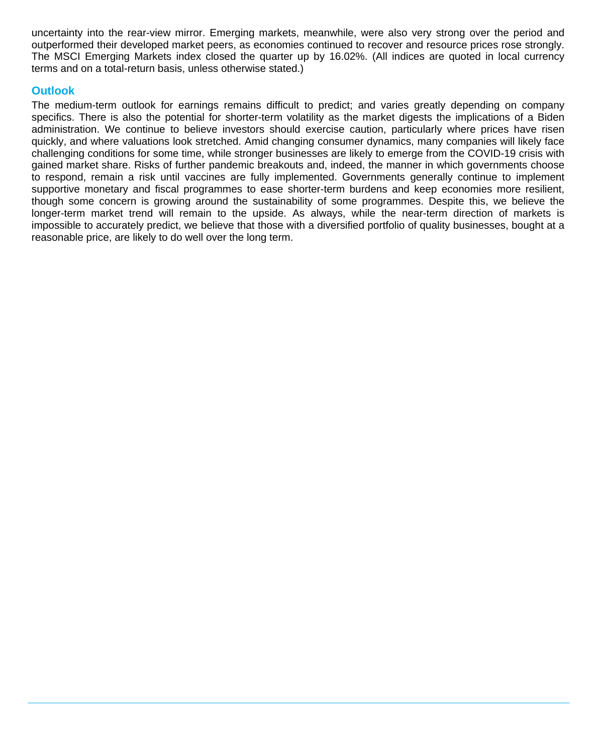uncertainty into the rear-view mirror. Emerging markets, meanwhile, were also very strong over the period and outperformed their developed market peers, as economies continued to recover and resource prices rose strongly. The MSCI Emerging Markets index closed the quarter up by 16.02%. (All indices are quoted in local currency terms and on a total-return basis, unless otherwise stated.)

## Outlook

The medium-term outlook for earnings remains difficult to predict; and varies greatly depending on company specifics. There is also the potential for shorter-term volatility as the market digests the implications of a Biden administration. We continue to believe investors should exercise caution, particularly where prices have risen quickly, and where valuations look stretched. Amid changing consumer dynamics, many companies will likely face challenging conditions for some time, while stronger businesses are likely to emerge from the COVID-19 crisis with gained market share. Risks of further pandemic breakouts and, indeed, the manner in which governments choose to respond, remain a risk until vaccines are fully implemented. Governments generally continue to implement supportive monetary and fiscal programmes to ease shorter-term burdens and keep economies more resilient, though some concern is growing around the sustainability of some programmes. Despite this, we believe the longer-term market trend will remain to the upside. As always, while the near-term direction of markets is impossible to accurately predict, we believe that those with a diversified portfolio of quality businesses, bought at a reasonable price, are likely to do well over the long term.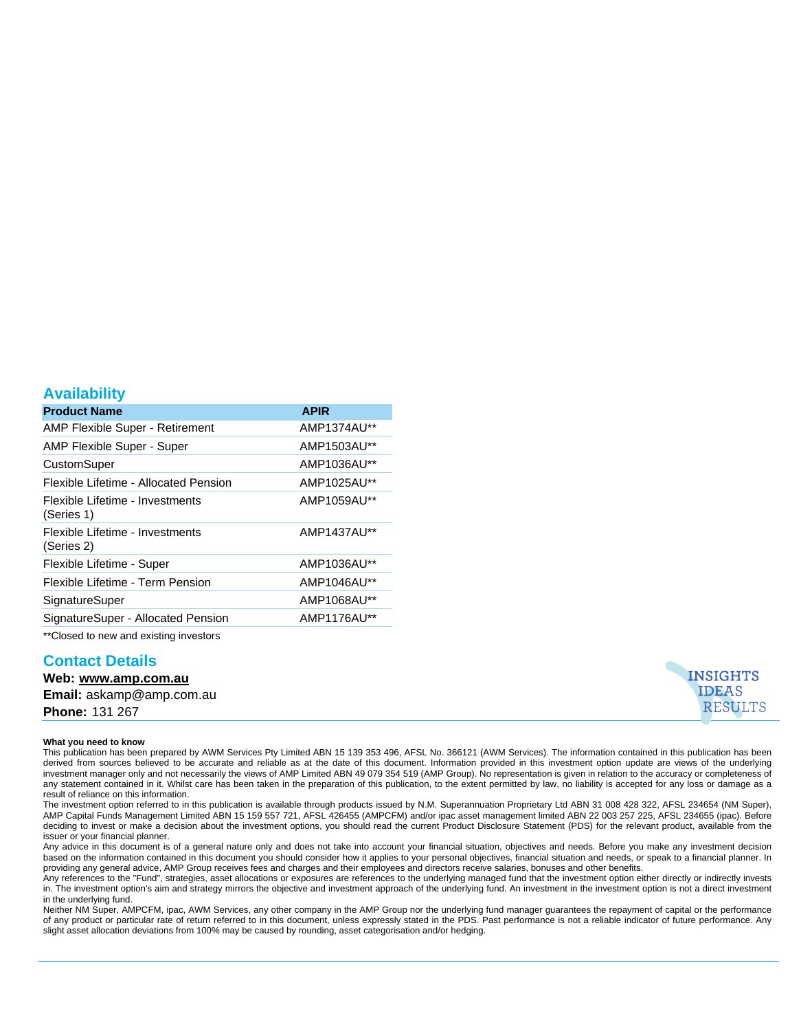## Availability

| Product Name | APIR |
| --- | --- |
| AMP Flexible Super - Retirement | AMP1374AU** |
| AMP Flexible Super - Super | AMP1503AU** |
| CustomSuper | AMP1036AU** |
| Flexible Lifetime - Allocated Pension | AMP1025AU** |
| Flexible Lifetime - Investments (Series 1) | AMP1059AU** |
| Flexible Lifetime - Investments (Series 2) | AMP1437AU** |
| Flexible Lifetime - Super | AMP1036AU** |
| Flexible Lifetime - Term Pension | AMP1046AU** |
| SignatureSuper | AMP1068AU** |
| SignatureSuper - Allocated Pension | AMP1176AU** |

**Closed to new and existing investors

## Contact Details

**Web:** **www.amp.com.au**
**Email:** askamp@amp.com.au
**Phone:** 131 267

INSIGHTS
IDEAS
RESULTS

**What you need to know**

This publication has been prepared by AWM Services Pty Limited ABN 15 139 353 496, AFSL No. 366121 (AWM Services). The information contained in this publication has been derived from sources believed to be accurate and reliable as at the date of this document. Information provided in this investment option update are views of the underlying investment manager only and not necessarily the views of AMP Limited ABN 49 079 354 519 (AMP Group). No representation is given in relation to the accuracy or completeness of any statement contained in it. Whilst care has been taken in the preparation of this publication, to the extent permitted by law, no liability is accepted for any loss or damage as a result of reliance on this information.

The investment option referred to in this publication is available through products issued by N.M. Superannuation Proprietary Ltd ABN 31 008 428 322, AFSL 234654 (NM Super), AMP Capital Funds Management Limited ABN 15 159 557 721, AFSL 426455 (AMPCFM) and/or ipac asset management limited ABN 22 003 257 225, AFSL 234655 (ipac). Before deciding to invest or make a decision about the investment options, you should read the current Product Disclosure Statement (PDS) for the relevant product, available from the issuer or your financial planner.

Any advice in this document is of a general nature only and does not take into account your financial situation, objectives and needs. Before you make any investment decision based on the information contained in this document you should consider how it applies to your personal objectives, financial situation and needs, or speak to a financial planner. In providing any general advice, AMP Group receives fees and charges and their employees and directors receive salaries, bonuses and other benefits.

Any references to the "Fund", strategies, asset allocations or exposures are references to the underlying managed fund that the investment option either directly or indirectly invests in. The investment option's aim and strategy mirrors the objective and investment approach of the underlying fund. An investment in the investment option is not a direct investment in the underlying fund.

Neither NM Super, AMPCFM, ipac, AWM Services, any other company in the AMP Group nor the underlying fund manager guarantees the repayment of capital or the performance of any product or particular rate of return referred to in this document, unless expressly stated in the PDS. Past performance is not a reliable indicator of future performance. Any slight asset allocation deviations from 100% may be caused by rounding, asset categorisation and/or hedging.